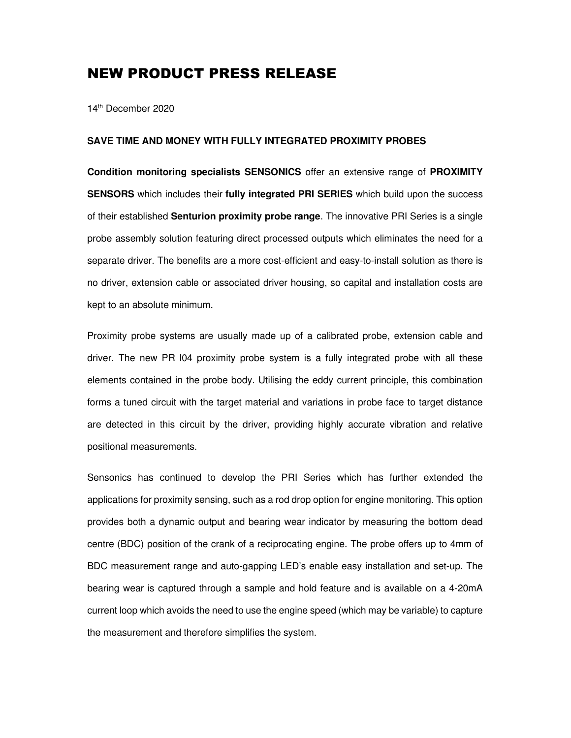# NEW PRODUCT PRESS RELEASE

14th December 2020

**SAVE TIME AND MONEY WITH FULLY INTEGRATED PROXIMITY PROBES**

**Condition monitoring specialists SENSONICS** offer an extensive range of **PROXIMITY SENSORS** which includes their **fully integrated PRI SERIES** which build upon the success of their established **Senturion proximity probe range**. The innovative PRI Series is a single probe assembly solution featuring direct processed outputs which eliminates the need for a separate driver. The benefits are a more cost-efficient and easy-to-install solution as there is no driver, extension cable or associated driver housing, so capital and installation costs are kept to an absolute minimum.

Proximity probe systems are usually made up of a calibrated probe, extension cable and driver. The new PR I04 proximity probe system is a fully integrated probe with all these elements contained in the probe body. Utilising the eddy current principle, this combination forms a tuned circuit with the target material and variations in probe face to target distance are detected in this circuit by the driver, providing highly accurate vibration and relative positional measurements.

Sensonics has continued to develop the PRI Series which has further extended the applications for proximity sensing, such as a rod drop option for engine monitoring. This option provides both a dynamic output and bearing wear indicator by measuring the bottom dead centre (BDC) position of the crank of a reciprocating engine. The probe offers up to 4mm of BDC measurement range and auto-gapping LED's enable easy installation and set-up. The bearing wear is captured through a sample and hold feature and is available on a 4-20mA current loop which avoids the need to use the engine speed (which may be variable) to capture the measurement and therefore simplifies the system.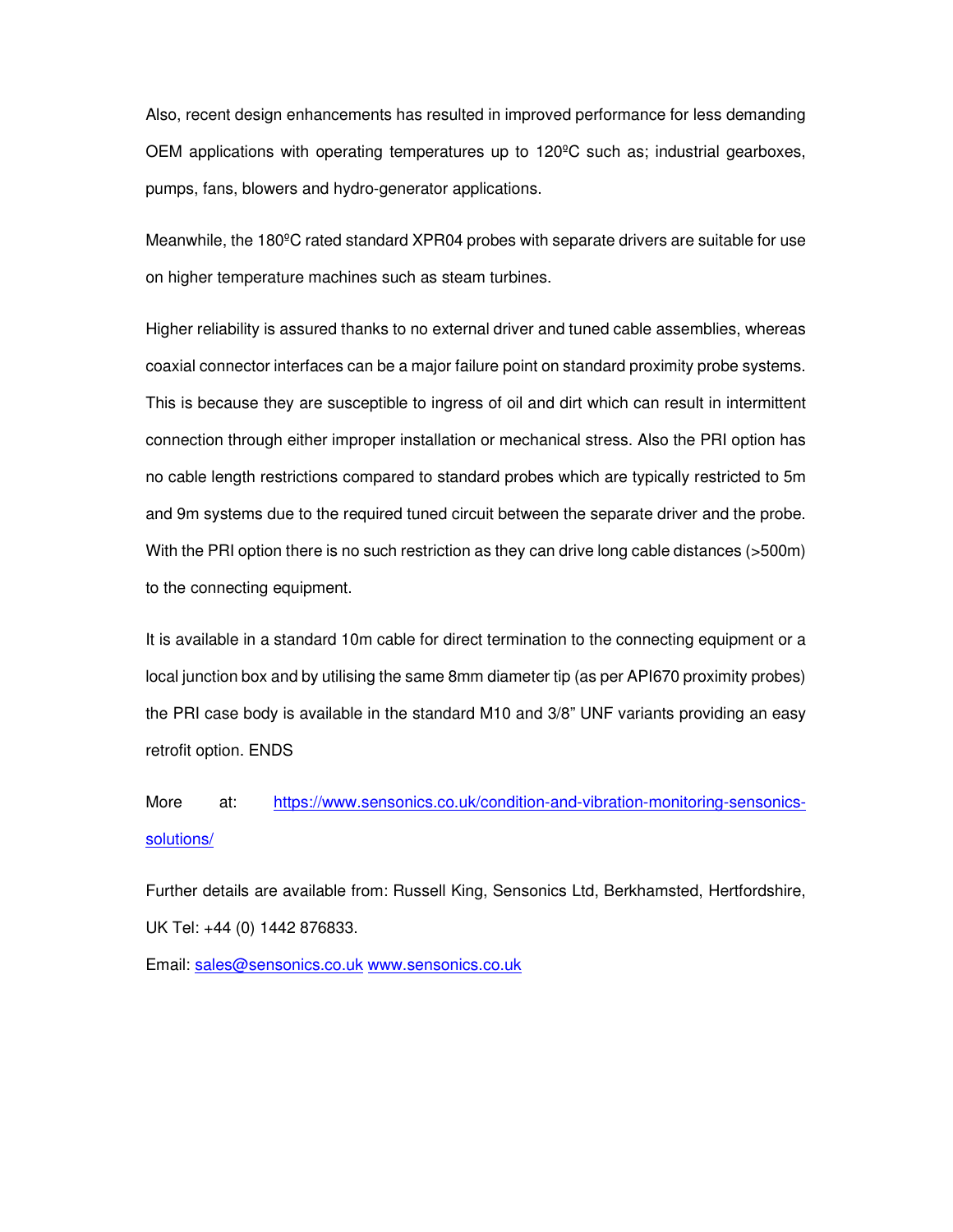Also, recent design enhancements has resulted in improved performance for less demanding OEM applications with operating temperatures up to 120ºC such as; industrial gearboxes, pumps, fans, blowers and hydro-generator applications.

Meanwhile, the 180ºC rated standard XPR04 probes with separate drivers are suitable for use on higher temperature machines such as steam turbines.

Higher reliability is assured thanks to no external driver and tuned cable assemblies, whereas coaxial connector interfaces can be a major failure point on standard proximity probe systems. This is because they are susceptible to ingress of oil and dirt which can result in intermittent connection through either improper installation or mechanical stress. Also the PRI option has no cable length restrictions compared to standard probes which are typically restricted to 5m and 9m systems due to the required tuned circuit between the separate driver and the probe. With the PRI option there is no such restriction as they can drive long cable distances (>500m) to the connecting equipment.

It is available in a standard 10m cable for direct termination to the connecting equipment or a local junction box and by utilising the same 8mm diameter tip (as per API670 proximity probes) the PRI case body is available in the standard M10 and 3/8" UNF variants providing an easy retrofit option. ENDS

More at: [https://www.sensonics.co.uk/condition-and-vibration-monitoring-sensonics-solutions/](https://www.sensonics.co.uk/condition-and-vibration-monitoring-sensonics-solutions/)

Further details are available from: Russell King, Sensonics Ltd, Berkhamsted, Hertfordshire, UK Tel: +44 (0) 1442 876833.

Email: [sales@sensonics.co.uk](mailto:sales@sensonics.co.uk) [www.sensonics.co.uk](http://www.sensonics.co.uk)